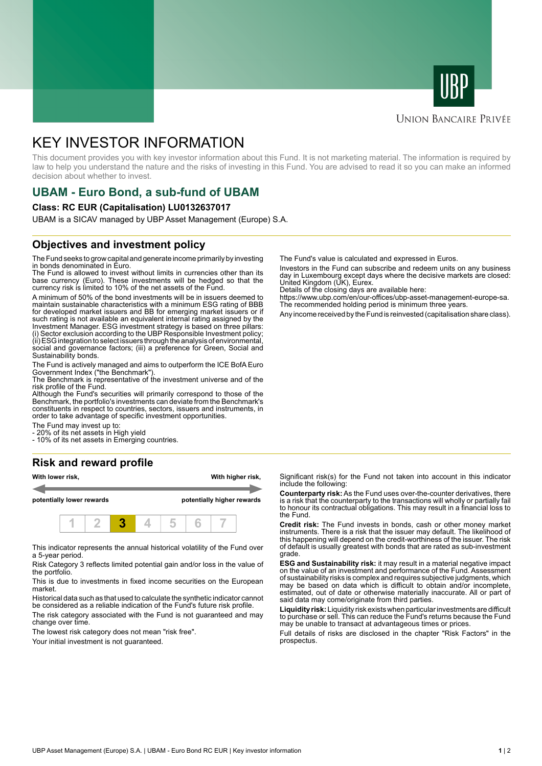UBP

Union Bancaire Privée

# KEY INVESTOR INFORMATION

This document provides you with key investor information about this Fund. It is not marketing material. The information is required by law to help you understand the nature and the risks of investing in this Fund. You are advised to read it so you can make an informed decision about whether to invest.

## UBAM - Euro Bond, a sub-fund of UBAM

**Class: RC EUR (Capitalisation) LU0132637017**

UBAM is a SICAV managed by UBP Asset Management (Europe) S.A.

## Objectives and investment policy

The Fund seeks to grow capital and generate income primarily by investing in bonds denominated in Euro.
The Fund is allowed to invest without limits in currencies other than its base currency (Euro). These investments will be hedged so that the currency risk is limited to 10% of the net assets of the Fund.

A minimum of 50% of the bond investments will be in issuers deemed to maintain sustainable characteristics with a minimum ESG rating of BBB for developed market issuers and BB for emerging market issuers or if such rating is not available an equivalent internal rating assigned by the Investment Manager. ESG investment strategy is based on three pillars: (i) Sector exclusion according to the UBP Responsible Investment policy; (ii) ESG integration to select issuers through the analysis of environmental, social and governance factors; (iii) a preference for Green, Social and Sustainability bonds.

The Fund is actively managed and aims to outperform the ICE BofA Euro Government Index ("the Benchmark").
The Benchmark is representative of the investment universe and of the risk profile of the Fund.
Although the Fund's securities will primarily correspond to those of the Benchmark, the portfolio's investments can deviate from the Benchmark's constituents in respect to countries, sectors, issuers and instruments, in order to take advantage of specific investment opportunities.

The Fund may invest up to:
- 20% of its net assets in High yield
- 10% of its net assets in Emerging countries.

The Fund's value is calculated and expressed in Euros.

Investors in the Fund can subscribe and redeem units on any business day in Luxembourg except days where the decisive markets are closed: United Kingdom (UK), Eurex.
Details of the closing days are available here:
https://www.ubp.com/en/our-offices/ubp-asset-management-europe-sa.
The recommended holding period is minimum three years.

Any income received by the Fund is reinvested (capitalisation share class).

## Risk and reward profile

| With lower risk, potentially lower rewards | | | | | | With higher risk, potentially higher rewards |
|---|---|---|---|---|---|---|
| 1 | 2 | **3** | 4 | 5 | 6 | 7 |

This indicator represents the annual historical volatility of the Fund over a 5-year period.

Risk Category 3 reflects limited potential gain and/or loss in the value of the portfolio.

This is due to investments in fixed income securities on the European market.

Historical data such as that used to calculate the synthetic indicator cannot be considered as a reliable indication of the Fund's future risk profile.

The risk category associated with the Fund is not guaranteed and may change over time.

The lowest risk category does not mean "risk free".

Your initial investment is not guaranteed.

Significant risk(s) for the Fund not taken into account in this indicator include the following:

**Counterparty risk:** As the Fund uses over-the-counter derivatives, there is a risk that the counterparty to the transactions will wholly or partially fail to honour its contractual obligations. This may result in a financial loss to the Fund.

**Credit risk:** The Fund invests in bonds, cash or other money market instruments. There is a risk that the issuer may default. The likelihood of this happening will depend on the credit-worthiness of the issuer. The risk of default is usually greatest with bonds that are rated as sub-investment grade.

**ESG and Sustainability risk:** it may result in a material negative impact on the value of an investment and performance of the Fund. Assessment of sustainability risks is complex and requires subjective judgments, which may be based on data which is difficult to obtain and/or incomplete, estimated, out of date or otherwise materially inaccurate. All or part of said data may come/originate from third parties.

**Liquidity risk:** Liquidity risk exists when particular investments are difficult to purchase or sell. This can reduce the Fund's returns because the Fund may be unable to transact at advantageous times or prices.

Full details of risks are disclosed in the chapter "Risk Factors" in the prospectus.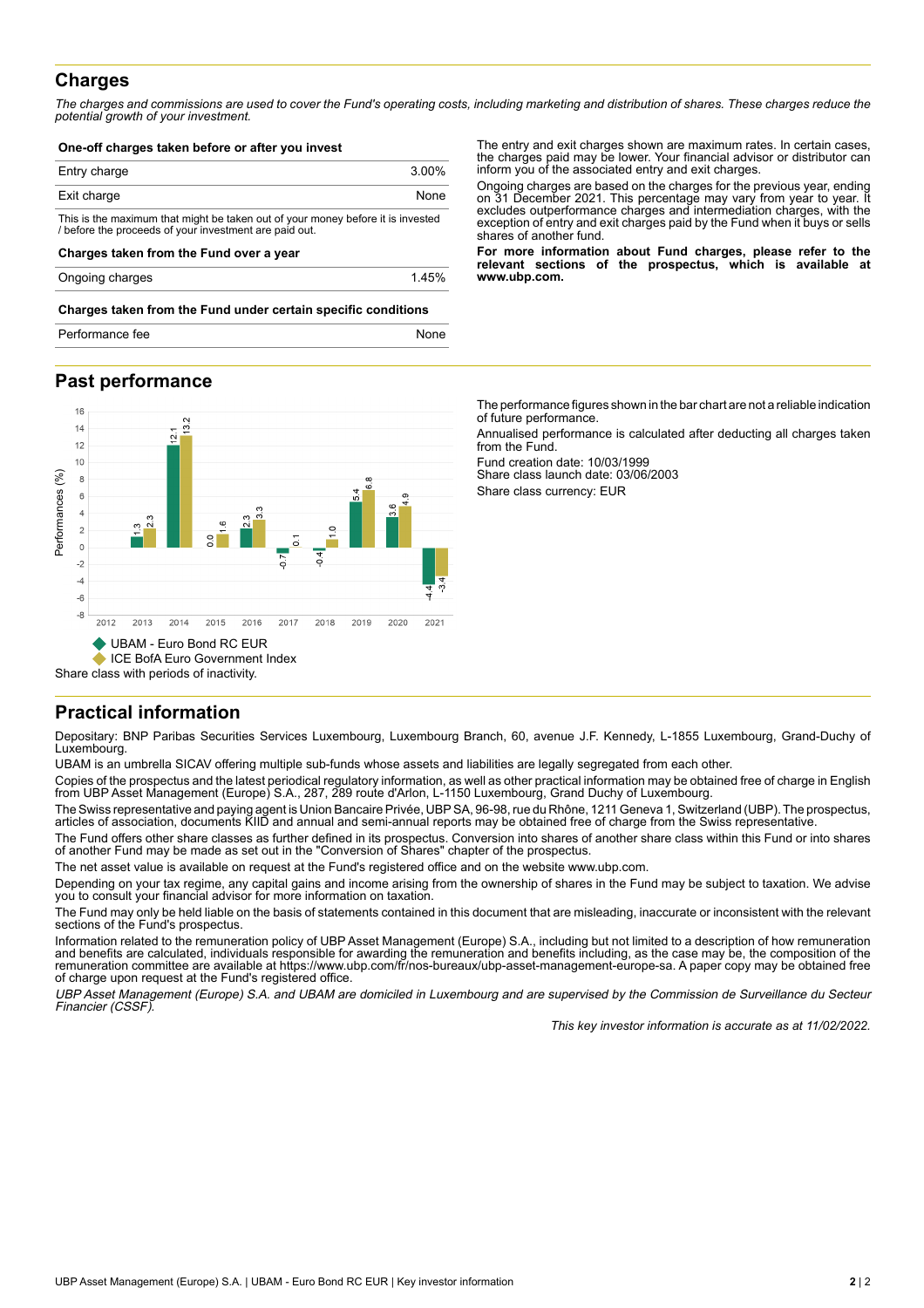## Charges

*The charges and commissions are used to cover the Fund's operating costs, including marketing and distribution of shares. These charges reduce the potential growth of your investment.*

| One-off charges taken before or after you invest | |
|---|---|
| Entry charge | 3.00% |
| Exit charge | None |

This is the maximum that might be taken out of your money before it is invested / before the proceeds of your investment are paid out.

| Charges taken from the Fund over a year | |
|---|---|
| Ongoing charges | 1.45% |

| Charges taken from the Fund under certain specific conditions | |
|---|---|
| Performance fee | None |

The entry and exit charges shown are maximum rates. In certain cases, the charges paid may be lower. Your financial advisor or distributor can inform you of the associated entry and exit charges.

Ongoing charges are based on the charges for the previous year, ending on 31 December 2021. This percentage may vary from year to year. It excludes outperformance charges and intermediation charges, with the exception of entry and exit charges paid by the Fund when it buys or sells shares of another fund.

**For more information about Fund charges, please refer to the relevant sections of the prospectus, which is available at www.ubp.com.**

## Past performance

Performances (%)

16
14
12
10
8
6
4
2
0
-2
-4
-6
-8

2012 2013 2014 2015 2016 2017 2018 2019 2020 2021

1.3 2.3
12.1 13.2
0.0 1.6
2.3 3.3
-0.7 0.1
-0.4 1.0
5.4 6.8
3.6 4.9
-4.4 -3.4

UBAM - Euro Bond RC EUR
ICE BofA Euro Government Index

Share class with periods of inactivity.

The performance figures shown in the bar chart are not a reliable indication of future performance.

Annualised performance is calculated after deducting all charges taken from the Fund.

Fund creation date: 10/03/1999
Share class launch date: 03/06/2003
Share class currency: EUR

## Practical information

Depositary: BNP Paribas Securities Services Luxembourg, Luxembourg Branch, 60, avenue J.F. Kennedy, L-1855 Luxembourg, Grand-Duchy of Luxembourg.

UBAM is an umbrella SICAV offering multiple sub-funds whose assets and liabilities are legally segregated from each other.

Copies of the prospectus and the latest periodical regulatory information, as well as other practical information may be obtained free of charge in English from UBP Asset Management (Europe) S.A., 287, 289 route d'Arlon, L-1150 Luxembourg, Grand Duchy of Luxembourg.

The Swiss representative and paying agent is Union Bancaire Privée, UBP SA, 96-98, rue du Rhône, 1211 Geneva 1, Switzerland (UBP). The prospectus, articles of association, documents KIID and annual and semi-annual reports may be obtained free of charge from the Swiss representative.

The Fund offers other share classes as further defined in its prospectus. Conversion into shares of another share class within this Fund or into shares of another Fund may be made as set out in the "Conversion of Shares" chapter of the prospectus.

The net asset value is available on request at the Fund's registered office and on the website www.ubp.com.

Depending on your tax regime, any capital gains and income arising from the ownership of shares in the Fund may be subject to taxation. We advise you to consult your financial advisor for more information on taxation.

The Fund may only be held liable on the basis of statements contained in this document that are misleading, inaccurate or inconsistent with the relevant sections of the Fund's prospectus.

Information related to the remuneration policy of UBP Asset Management (Europe) S.A., including but not limited to a description of how remuneration and benefits are calculated, individuals responsible for awarding the remuneration and benefits including, as the case may be, the composition of the remuneration committee are available at https://www.ubp.com/fr/nos-bureaux/ubp-asset-management-europe-sa. A paper copy may be obtained free of charge upon request at the Fund's registered office.

*UBP Asset Management (Europe) S.A. and UBAM are domiciled in Luxembourg and are supervised by the Commission de Surveillance du Secteur Financier (CSSF).*

*This key investor information is accurate as at 11/02/2022.*